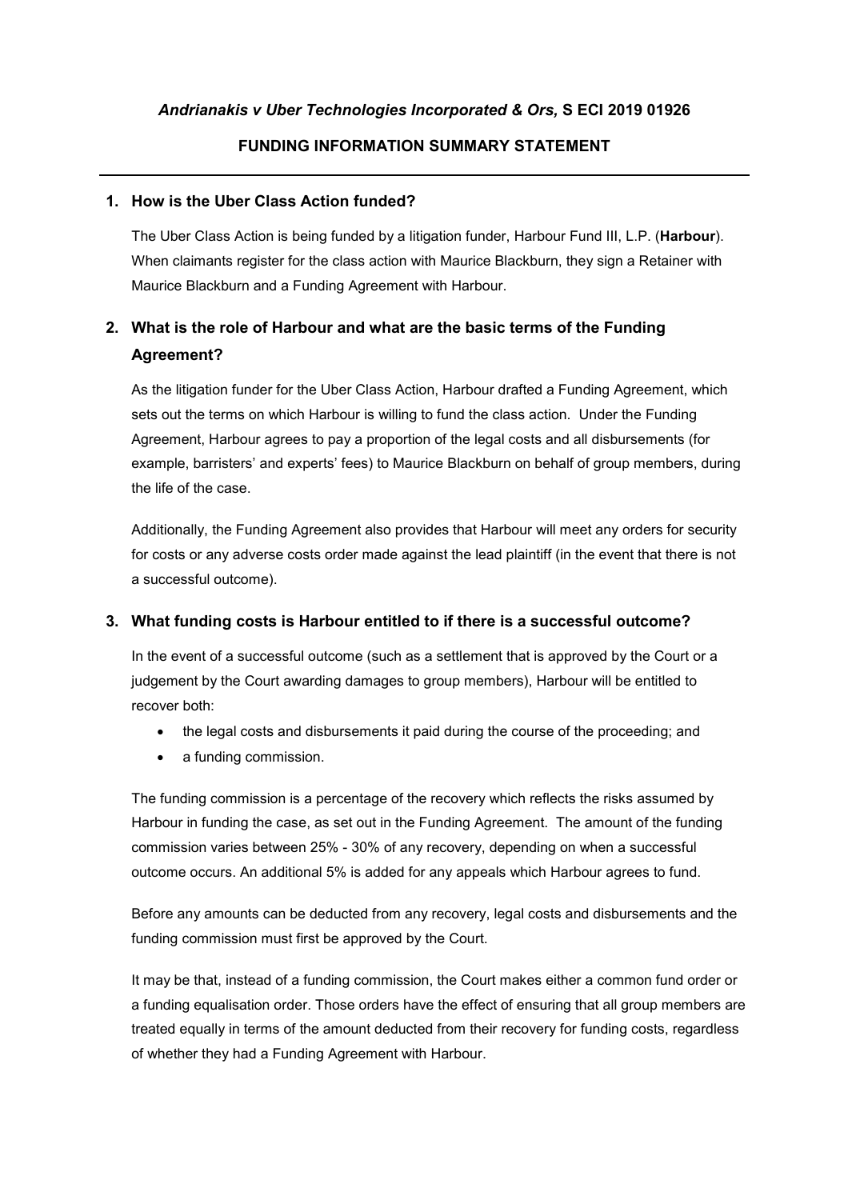***Andrianakis v Uber Technologies Incorporated & Ors,* S ECI 2019 01926**

**FUNDING INFORMATION SUMMARY STATEMENT**

---

## 1. How is the Uber Class Action funded?

The Uber Class Action is being funded by a litigation funder, Harbour Fund III, L.P. (**Harbour**). When claimants register for the class action with Maurice Blackburn, they sign a Retainer with Maurice Blackburn and a Funding Agreement with Harbour.

## 2. What is the role of Harbour and what are the basic terms of the Funding Agreement?

As the litigation funder for the Uber Class Action, Harbour drafted a Funding Agreement, which sets out the terms on which Harbour is willing to fund the class action. Under the Funding Agreement, Harbour agrees to pay a proportion of the legal costs and all disbursements (for example, barristers' and experts' fees) to Maurice Blackburn on behalf of group members, during the life of the case.

Additionally, the Funding Agreement also provides that Harbour will meet any orders for security for costs or any adverse costs order made against the lead plaintiff (in the event that there is not a successful outcome).

## 3. What funding costs is Harbour entitled to if there is a successful outcome?

In the event of a successful outcome (such as a settlement that is approved by the Court or a judgement by the Court awarding damages to group members), Harbour will be entitled to recover both:

- the legal costs and disbursements it paid during the course of the proceeding; and
- a funding commission.

The funding commission is a percentage of the recovery which reflects the risks assumed by Harbour in funding the case, as set out in the Funding Agreement. The amount of the funding commission varies between 25% - 30% of any recovery, depending on when a successful outcome occurs. An additional 5% is added for any appeals which Harbour agrees to fund.

Before any amounts can be deducted from any recovery, legal costs and disbursements and the funding commission must first be approved by the Court.

It may be that, instead of a funding commission, the Court makes either a common fund order or a funding equalisation order. Those orders have the effect of ensuring that all group members are treated equally in terms of the amount deducted from their recovery for funding costs, regardless of whether they had a Funding Agreement with Harbour.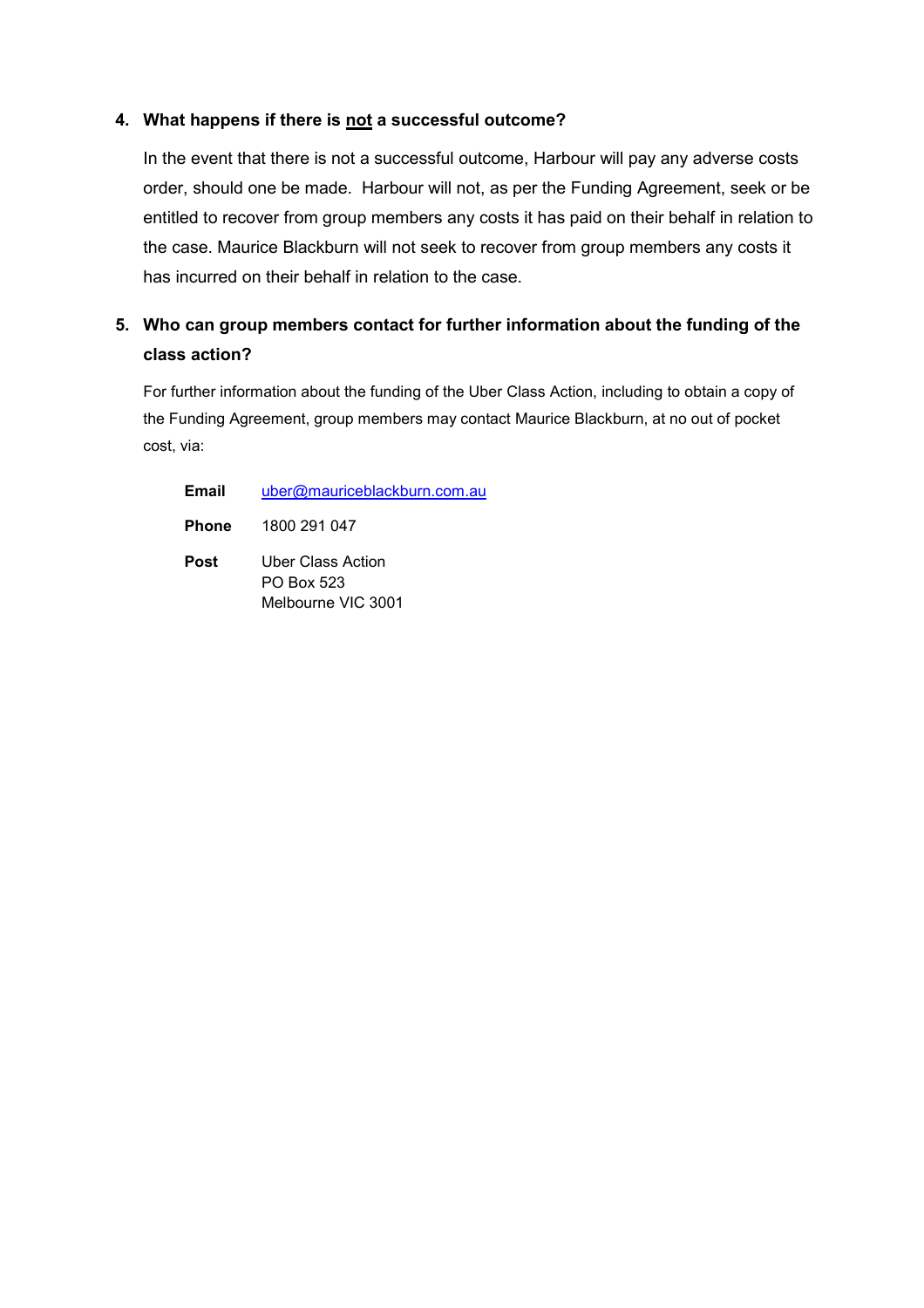4. **What happens if there is <u>not</u> a successful outcome?**

   In the event that there is not a successful outcome, Harbour will pay any adverse costs order, should one be made. Harbour will not, as per the Funding Agreement, seek or be entitled to recover from group members any costs it has paid on their behalf in relation to the case. Maurice Blackburn will not seek to recover from group members any costs it has incurred on their behalf in relation to the case.

5. **Who can group members contact for further information about the funding of the class action?**

   For further information about the funding of the Uber Class Action, including to obtain a copy of the Funding Agreement, group members may contact Maurice Blackburn, at no out of pocket cost, via:

| | |
|---|---|
| **Email** | uber@mauriceblackburn.com.au |
| **Phone** | 1800 291 047 |
| **Post** | Uber Class Action<br>PO Box 523<br>Melbourne VIC 3001 |